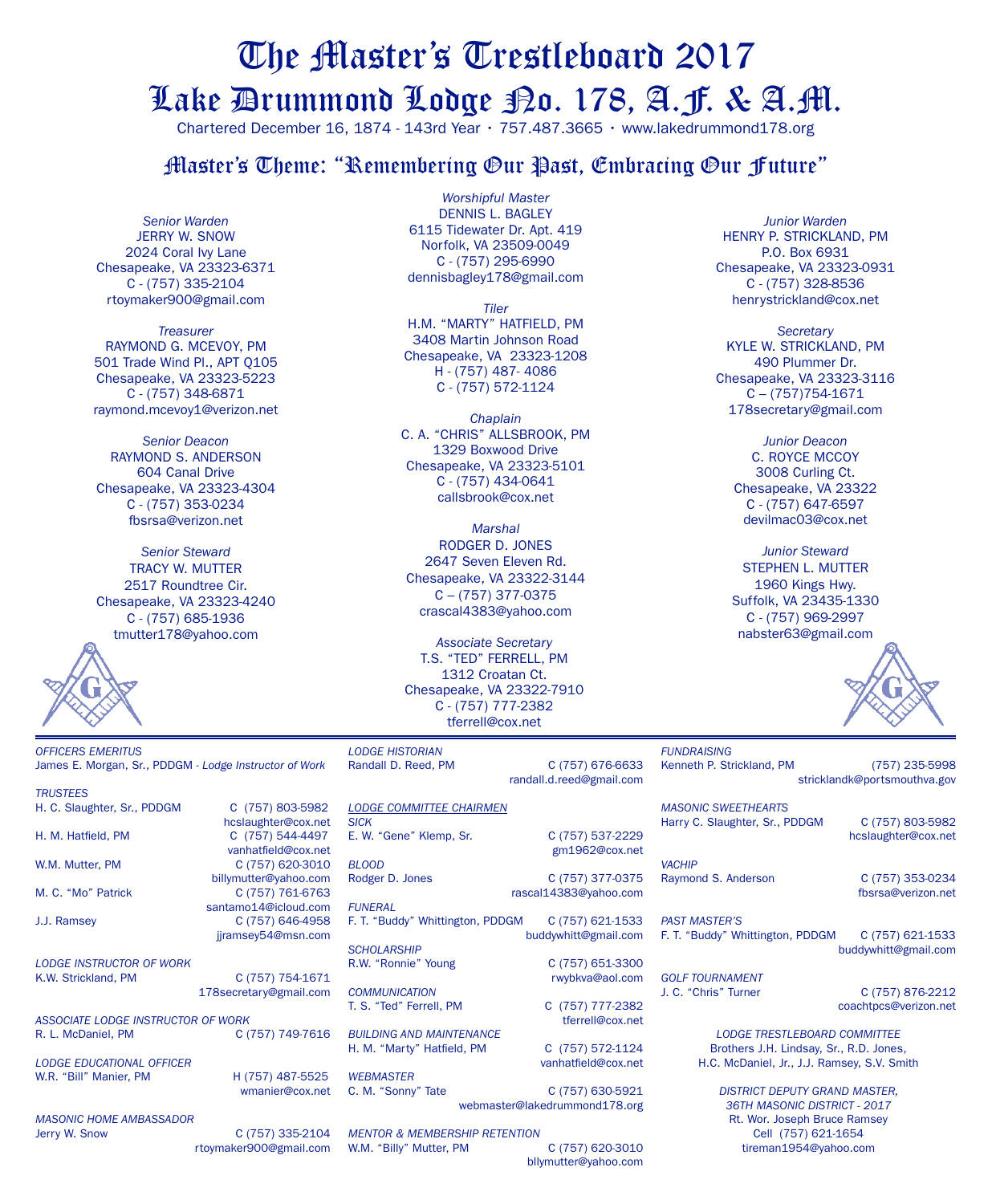# The Master's Trestleboard 2017

# Lake Drummond Lodge No. 178, A.F. & A.M.

Chartered December 16, 1874 - 143rd Year • 757.487.3665 • www.lakedrummond178.org

## Master's Theme: "Remembering Our Past, Embracing Our Future"

*Worshipful Master*
DENNIS L. BAGLEY
6115 Tidewater Dr. Apt. 419
Norfolk, VA 23509-0049
C - (757) 295-6990
dennisbagley178@gmail.com

*Senior Warden*
JERRY W. SNOW
2024 Coral Ivy Lane
Chesapeake, VA 23323-6371
C - (757) 335-2104
rtoymaker900@gmail.com

*Junior Warden*
HENRY P. STRICKLAND, PM
P.O. Box 6931
Chesapeake, VA 23323-0931
C - (757) 328-8536
henrystrickland@cox.net

*Treasurer*
RAYMOND G. MCEVOY, PM
501 Trade Wind Pl., APT Q105
Chesapeake, VA 23323-5223
C - (757) 348-6871
raymond.mcevoy1@verizon.net

*Tiler*
H.M. "MARTY" HATFIELD, PM
3408 Martin Johnson Road
Chesapeake, VA 23323-1208
H - (757) 487- 4086
C - (757) 572-1124

*Secretary*
KYLE W. STRICKLAND, PM
490 Plummer Dr.
Chesapeake, VA 23323-3116
C – (757)754-1671
178secretary@gmail.com

*Senior Deacon*
RAYMOND S. ANDERSON
604 Canal Drive
Chesapeake, VA 23323-4304
C - (757) 353-0234
fbsrsa@verizon.net

*Chaplain*
C. A. "CHRIS" ALLSBROOK, PM
1329 Boxwood Drive
Chesapeake, VA 23323-5101
C - (757) 434-0641
callsbrook@cox.net

*Junior Deacon*
C. ROYCE MCCOY
3008 Curling Ct.
Chesapeake, VA 23322
C - (757) 647-6597
devilmac03@cox.net

*Senior Steward*
TRACY W. MUTTER
2517 Roundtree Cir.
Chesapeake, VA 23323-4240
C - (757) 685-1936
tmutter178@yahoo.com

*Marshal*
RODGER D. JONES
2647 Seven Eleven Rd.
Chesapeake, VA 23322-3144
C – (757) 377-0375
crascal4383@yahoo.com

*Junior Steward*
STEPHEN L. MUTTER
1960 Kings Hwy.
Suffolk, VA 23435-1330
C - (757) 969-2997
nabster63@gmail.com

*Associate Secretary*
T.S. "TED" FERRELL, PM
1312 Croatan Ct.
Chesapeake, VA 23322-7910
C - (757) 777-2382
tferrell@cox.net

---

*OFFICERS EMERITUS*
James E. Morgan, Sr., PDDGM - *Lodge Instructor of Work*

*TRUSTEES*
H. C. Slaughter, Sr., PDDGM — C (757) 803-5982 — hcslaughter@cox.net
H. M. Hatfield, PM — C (757) 544-4497 — vanhatfield@cox.net
W.M. Mutter, PM — C (757) 620-3010 — billymutter@yahoo.com
M. C. "Mo" Patrick — C (757) 761-6763 — santamo14@icloud.com
J.J. Ramsey — C (757) 646-4958 — jjramsey54@msn.com

*LODGE INSTRUCTOR OF WORK*
K.W. Strickland, PM — C (757) 754-1671 — 178secretary@gmail.com

*ASSOCIATE LODGE INSTRUCTOR OF WORK*
R. L. McDaniel, PM — C (757) 749-7616

*LODGE EDUCATIONAL OFFICER*
W.R. "Bill" Manier, PM — H (757) 487-5525 — wmanier@cox.net

*MASONIC HOME AMBASSADOR*
Jerry W. Snow — C (757) 335-2104 — rtoymaker900@gmail.com

*LODGE HISTORIAN*
Randall D. Reed, PM — C (757) 676-6633 — randall.d.reed@gmail.com

*LODGE COMMITTEE CHAIRMEN*

*SICK*
E. W. "Gene" Klemp, Sr. — C (757) 537-2229 — gm1962@cox.net

*BLOOD*
Rodger D. Jones — C (757) 377-0375 — rascal14383@yahoo.com

*FUNERAL*
F. T. "Buddy" Whittington, PDDGM — C (757) 621-1533 — buddywhitt@gmail.com

*SCHOLARSHIP*
R.W. "Ronnie" Young — C (757) 651-3300 — rwybkva@aol.com

*COMMUNICATION*
T. S. "Ted" Ferrell, PM — C (757) 777-2382 — tferrell@cox.net

*BUILDING AND MAINTENANCE*
H. M. "Marty" Hatfield, PM — C (757) 572-1124 — vanhatfield@cox.net

*WEBMASTER*
C. M. "Sonny" Tate — C (757) 630-5921 — webmaster@lakedrummond178.org

*MENTOR & MEMBERSHIP RETENTION*
W.M. "Billy" Mutter, PM — C (757) 620-3010 — bllymutter@yahoo.com

*FUNDRAISING*
Kenneth P. Strickland, PM — (757) 235-5998 — stricklandk@portsmouthva.gov

*MASONIC SWEETHEARTS*
Harry C. Slaughter, Sr., PDDGM — C (757) 803-5982 — hcslaughter@cox.net

*VACHIP*
Raymond S. Anderson — C (757) 353-0234 — fbsrsa@verizon.net

*PAST MASTER'S*
F. T. "Buddy" Whittington, PDDGM — C (757) 621-1533 — buddywhitt@gmail.com

*GOLF TOURNAMENT*
J. C. "Chris" Turner — C (757) 876-2212 — coachtpcs@verizon.net

*LODGE TRESTLEBOARD COMMITTEE*
Brothers J.H. Lindsay, Sr., R.D. Jones, H.C. McDaniel, Jr., J.J. Ramsey, S.V. Smith

*DISTRICT DEPUTY GRAND MASTER, 36TH MASONIC DISTRICT - 2017*
Rt. Wor. Joseph Bruce Ramsey
Cell (757) 621-1654
tireman1954@yahoo.com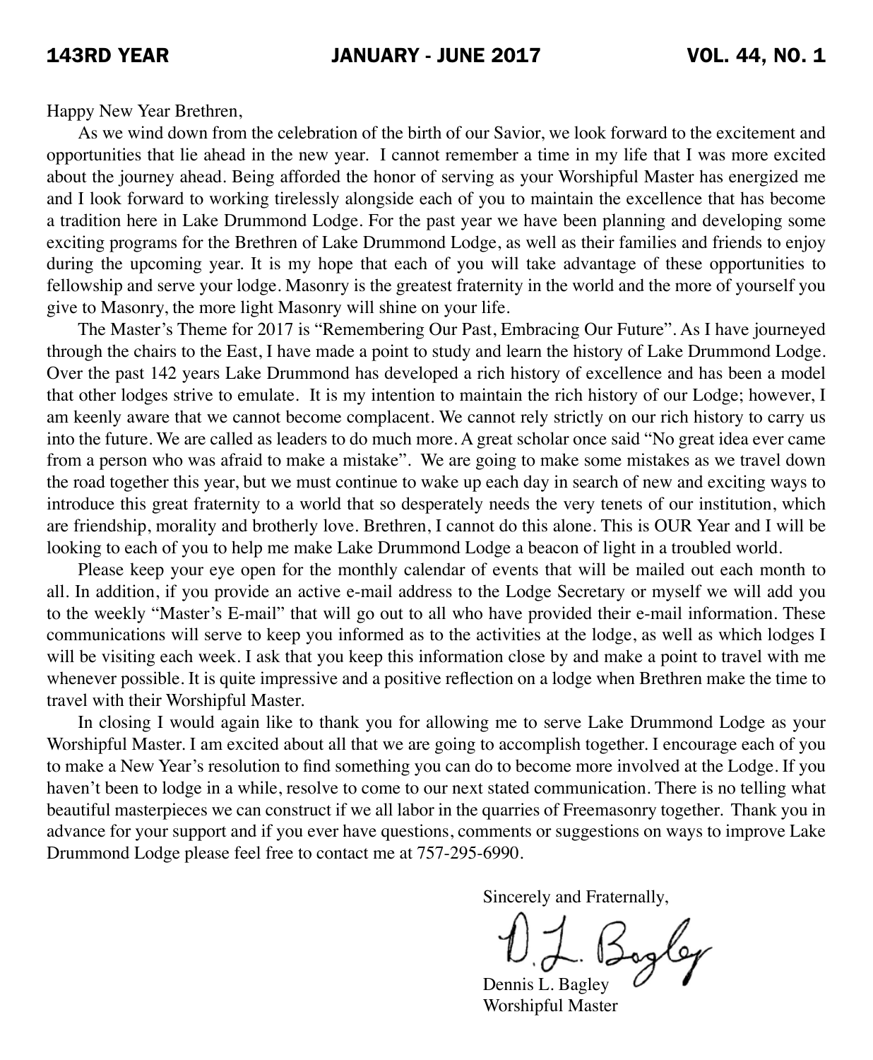Happy New Year Brethren,

As we wind down from the celebration of the birth of our Savior, we look forward to the excitement and opportunities that lie ahead in the new year. I cannot remember a time in my life that I was more excited about the journey ahead. Being afforded the honor of serving as your Worshipful Master has energized me and I look forward to working tirelessly alongside each of you to maintain the excellence that has become a tradition here in Lake Drummond Lodge. For the past year we have been planning and developing some exciting programs for the Brethren of Lake Drummond Lodge, as well as their families and friends to enjoy during the upcoming year. It is my hope that each of you will take advantage of these opportunities to fellowship and serve your lodge. Masonry is the greatest fraternity in the world and the more of yourself you give to Masonry, the more light Masonry will shine on your life.

The Master's Theme for 2017 is "Remembering Our Past, Embracing Our Future". As I have journeyed through the chairs to the East, I have made a point to study and learn the history of Lake Drummond Lodge. Over the past 142 years Lake Drummond has developed a rich history of excellence and has been a model that other lodges strive to emulate. It is my intention to maintain the rich history of our Lodge; however, I am keenly aware that we cannot become complacent. We cannot rely strictly on our rich history to carry us into the future. We are called as leaders to do much more. A great scholar once said "No great idea ever came from a person who was afraid to make a mistake". We are going to make some mistakes as we travel down the road together this year, but we must continue to wake up each day in search of new and exciting ways to introduce this great fraternity to a world that so desperately needs the very tenets of our institution, which are friendship, morality and brotherly love. Brethren, I cannot do this alone. This is OUR Year and I will be looking to each of you to help me make Lake Drummond Lodge a beacon of light in a troubled world.

Please keep your eye open for the monthly calendar of events that will be mailed out each month to all. In addition, if you provide an active e-mail address to the Lodge Secretary or myself we will add you to the weekly "Master's E-mail" that will go out to all who have provided their e-mail information. These communications will serve to keep you informed as to the activities at the lodge, as well as which lodges I will be visiting each week. I ask that you keep this information close by and make a point to travel with me whenever possible. It is quite impressive and a positive reflection on a lodge when Brethren make the time to travel with their Worshipful Master.

In closing I would again like to thank you for allowing me to serve Lake Drummond Lodge as your Worshipful Master. I am excited about all that we are going to accomplish together. I encourage each of you to make a New Year's resolution to find something you can do to become more involved at the Lodge. If you haven't been to lodge in a while, resolve to come to our next stated communication. There is no telling what beautiful masterpieces we can construct if we all labor in the quarries of Freemasonry together. Thank you in advance for your support and if you ever have questions, comments or suggestions on ways to improve Lake Drummond Lodge please feel free to contact me at 757-295-6990.

Sincerely and Fraternally,

D. L. Bagley

Dennis L. Bagley
Worshipful Master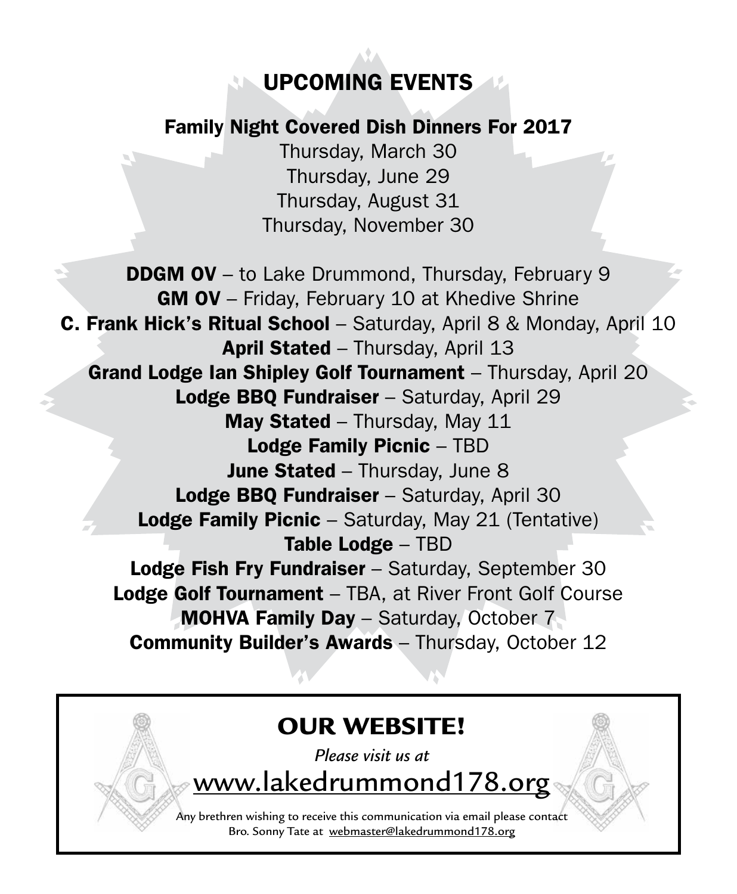# UPCOMING EVENTS

## Family Night Covered Dish Dinners For 2017

Thursday, March 30
Thursday, June 29
Thursday, August 31
Thursday, November 30

**DDGM OV** – to Lake Drummond, Thursday, February 9
**GM OV** – Friday, February 10 at Khedive Shrine
**C. Frank Hick's Ritual School** – Saturday, April 8 & Monday, April 10
**April Stated** – Thursday, April 13
**Grand Lodge Ian Shipley Golf Tournament** – Thursday, April 20
**Lodge BBQ Fundraiser** – Saturday, April 29
**May Stated** – Thursday, May 11
**Lodge Family Picnic** – TBD
**June Stated** – Thursday, June 8
**Lodge BBQ Fundraiser** – Saturday, April 30
**Lodge Family Picnic** – Saturday, May 21 (Tentative)
**Table Lodge** – TBD
**Lodge Fish Fry Fundraiser** – Saturday, September 30
**Lodge Golf Tournament** – TBA, at River Front Golf Course
**MOHVA Family Day** – Saturday, October 7
**Community Builder's Awards** – Thursday, October 12

## OUR WEBSITE!

*Please visit us at*

www.lakedrummond178.org

Any brethren wishing to receive this communication via email please contact Bro. Sonny Tate at webmaster@lakedrummond178.org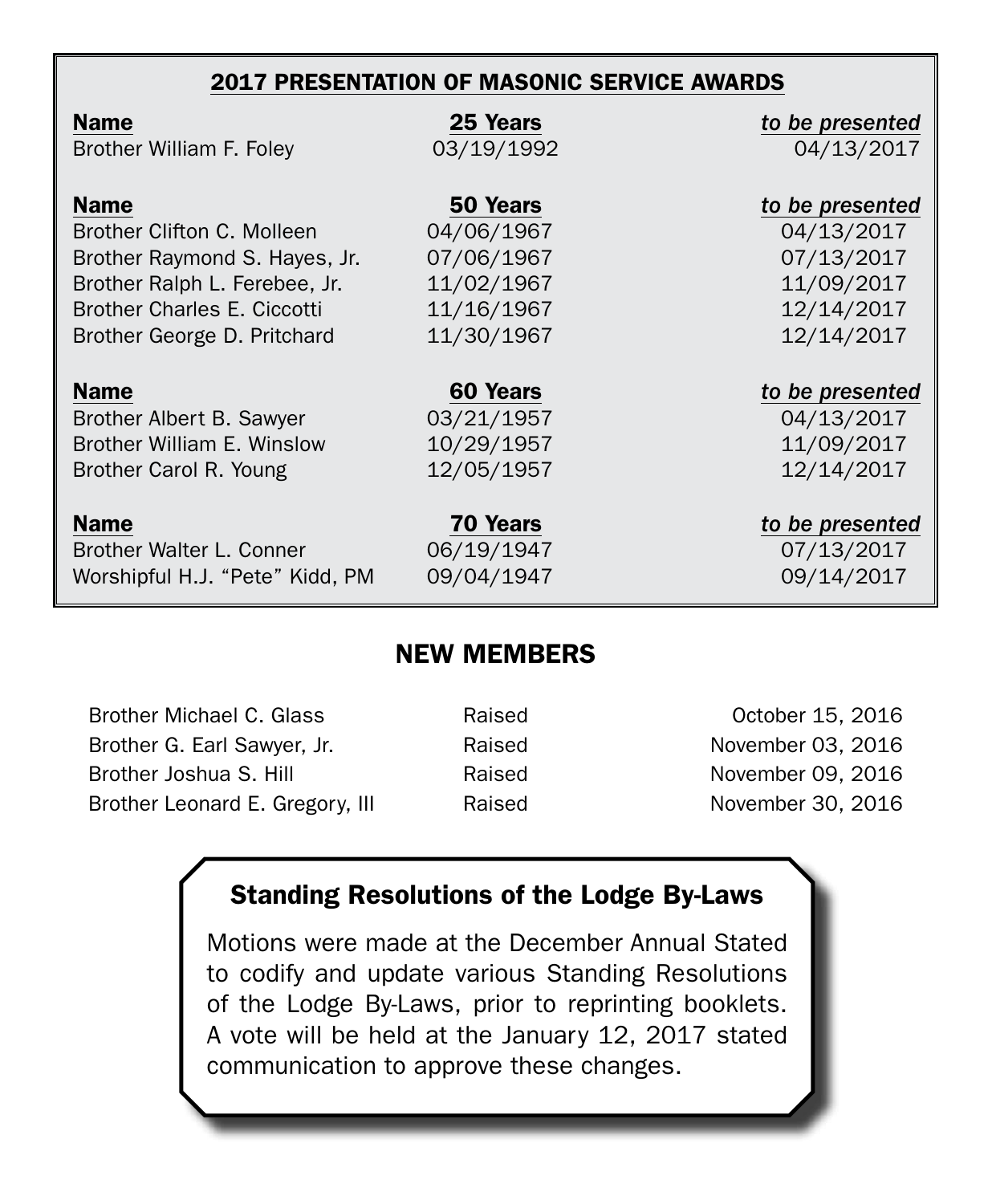## 2017 PRESENTATION OF MASONIC SERVICE AWARDS

| Name | 25 Years | *to be presented* |
| --- | --- | --- |
| Brother William F. Foley | 03/19/1992 | 04/13/2017 |

| Name | 50 Years | *to be presented* |
| --- | --- | --- |
| Brother Clifton C. Molleen | 04/06/1967 | 04/13/2017 |
| Brother Raymond S. Hayes, Jr. | 07/06/1967 | 07/13/2017 |
| Brother Ralph L. Ferebee, Jr. | 11/02/1967 | 11/09/2017 |
| Brother Charles E. Ciccotti | 11/16/1967 | 12/14/2017 |
| Brother George D. Pritchard | 11/30/1967 | 12/14/2017 |

| Name | 60 Years | *to be presented* |
| --- | --- | --- |
| Brother Albert B. Sawyer | 03/21/1957 | 04/13/2017 |
| Brother William E. Winslow | 10/29/1957 | 11/09/2017 |
| Brother Carol R. Young | 12/05/1957 | 12/14/2017 |

| Name | 70 Years | *to be presented* |
| --- | --- | --- |
| Brother Walter L. Conner | 06/19/1947 | 07/13/2017 |
| Worshipful H.J. "Pete" Kidd, PM | 09/04/1947 | 09/14/2017 |

## NEW MEMBERS

| | | |
| --- | --- | --- |
| Brother Michael C. Glass | Raised | October 15, 2016 |
| Brother G. Earl Sawyer, Jr. | Raised | November 03, 2016 |
| Brother Joshua S. Hill | Raised | November 09, 2016 |
| Brother Leonard E. Gregory, III | Raised | November 30, 2016 |

### Standing Resolutions of the Lodge By-Laws

Motions were made at the December Annual Stated to codify and update various Standing Resolutions of the Lodge By-Laws, prior to reprinting booklets. A vote will be held at the January 12, 2017 stated communication to approve these changes.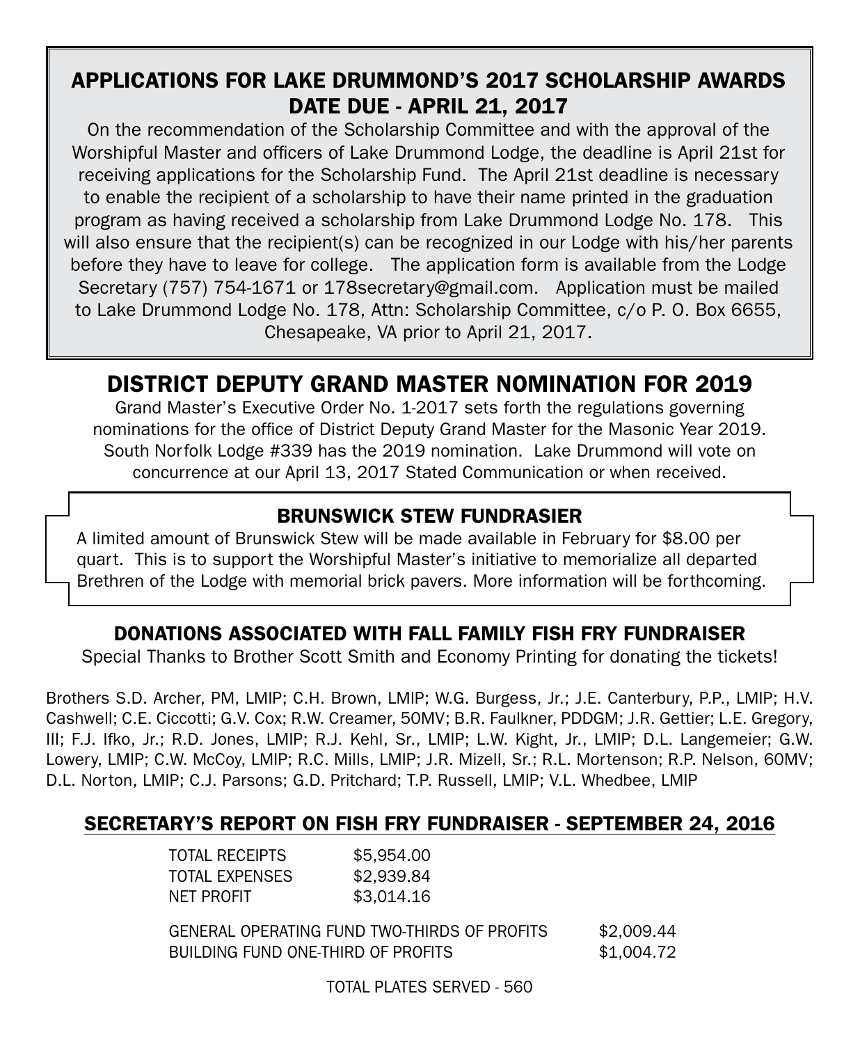## APPLICATIONS FOR LAKE DRUMMOND'S 2017 SCHOLARSHIP AWARDS DATE DUE - APRIL 21, 2017

On the recommendation of the Scholarship Committee and with the approval of the Worshipful Master and officers of Lake Drummond Lodge, the deadline is April 21st for receiving applications for the Scholarship Fund. The April 21st deadline is necessary to enable the recipient of a scholarship to have their name printed in the graduation program as having received a scholarship from Lake Drummond Lodge No. 178. This will also ensure that the recipient(s) can be recognized in our Lodge with his/her parents before they have to leave for college. The application form is available from the Lodge Secretary (757) 754-1671 or 178secretary@gmail.com. Application must be mailed to Lake Drummond Lodge No. 178, Attn: Scholarship Committee, c/o P. O. Box 6655, Chesapeake, VA prior to April 21, 2017.

## DISTRICT DEPUTY GRAND MASTER NOMINATION FOR 2019

Grand Master's Executive Order No. 1-2017 sets forth the regulations governing nominations for the office of District Deputy Grand Master for the Masonic Year 2019. South Norfolk Lodge #339 has the 2019 nomination. Lake Drummond will vote on concurrence at our April 13, 2017 Stated Communication or when received.

### BRUNSWICK STEW FUNDRASIER

A limited amount of Brunswick Stew will be made available in February for $8.00 per quart. This is to support the Worshipful Master's initiative to memorialize all departed Brethren of the Lodge with memorial brick pavers. More information will be forthcoming.

### DONATIONS ASSOCIATED WITH FALL FAMILY FISH FRY FUNDRAISER

Special Thanks to Brother Scott Smith and Economy Printing for donating the tickets!

Brothers S.D. Archer, PM, LMIP; C.H. Brown, LMIP; W.G. Burgess, Jr.; J.E. Canterbury, P.P., LMIP; H.V. Cashwell; C.E. Ciccotti; G.V. Cox; R.W. Creamer, 50MV; B.R. Faulkner, PDDGM; J.R. Gettier; L.E. Gregory, III; F.J. Ifko, Jr.; R.D. Jones, LMIP; R.J. Kehl, Sr., LMIP; L.W. Kight, Jr., LMIP; D.L. Langemeier; G.W. Lowery, LMIP; C.W. McCoy, LMIP; R.C. Mills, LMIP; J.R. Mizell, Sr.; R.L. Mortenson; R.P. Nelson, 60MV; D.L. Norton, LMIP; C.J. Parsons; G.D. Pritchard; T.P. Russell, LMIP; V.L. Whedbee, LMIP

## SECRETARY'S REPORT ON FISH FRY FUNDRAISER - SEPTEMBER 24, 2016

| | |
|---|---|
| TOTAL RECEIPTS | $5,954.00 |
| TOTAL EXPENSES | $2,939.84 |
| NET PROFIT | $3,014.16 |

| | |
|---|---|
| GENERAL OPERATING FUND TWO-THIRDS OF PROFITS | $2,009.44 |
| BUILDING FUND ONE-THIRD OF PROFITS | $1,004.72 |

TOTAL PLATES SERVED - 560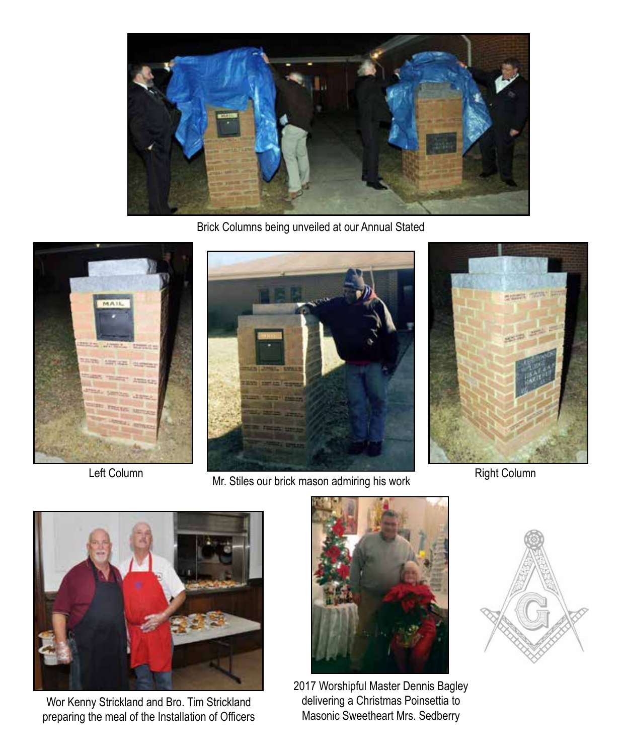Brick Columns being unveiled at our Annual Stated

Left Column

Mr. Stiles our brick mason admiring his work

Right Column

Wor Kenny Strickland and Bro. Tim Strickland preparing the meal of the Installation of Officers

2017 Worshipful Master Dennis Bagley delivering a Christmas Poinsettia to Masonic Sweetheart Mrs. Sedberry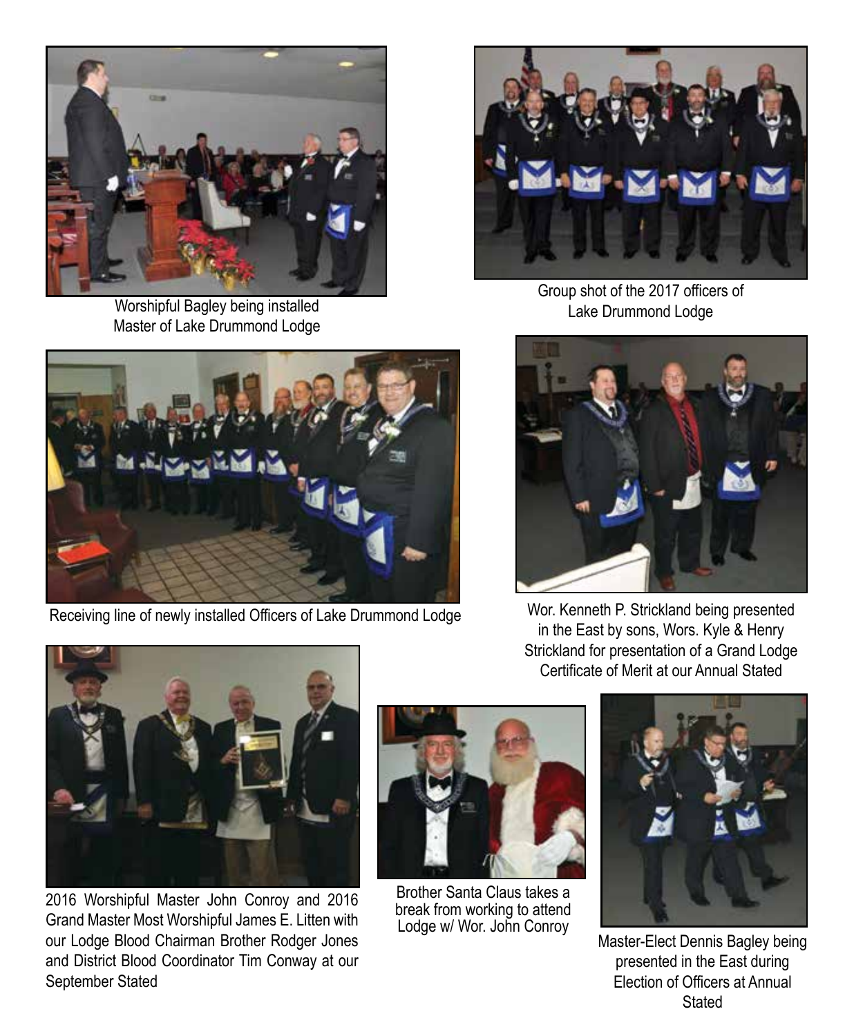Worshipful Bagley being installed Master of Lake Drummond Lodge

Group shot of the 2017 officers of Lake Drummond Lodge

Receiving line of newly installed Officers of Lake Drummond Lodge

Wor. Kenneth P. Strickland being presented in the East by sons, Wors. Kyle & Henry Strickland for presentation of a Grand Lodge Certificate of Merit at our Annual Stated

2016 Worshipful Master John Conroy and 2016 Grand Master Most Worshipful James E. Litten with our Lodge Blood Chairman Brother Rodger Jones and District Blood Coordinator Tim Conway at our September Stated

Brother Santa Claus takes a break from working to attend Lodge w/ Wor. John Conroy

Master-Elect Dennis Bagley being presented in the East during Election of Officers at Annual Stated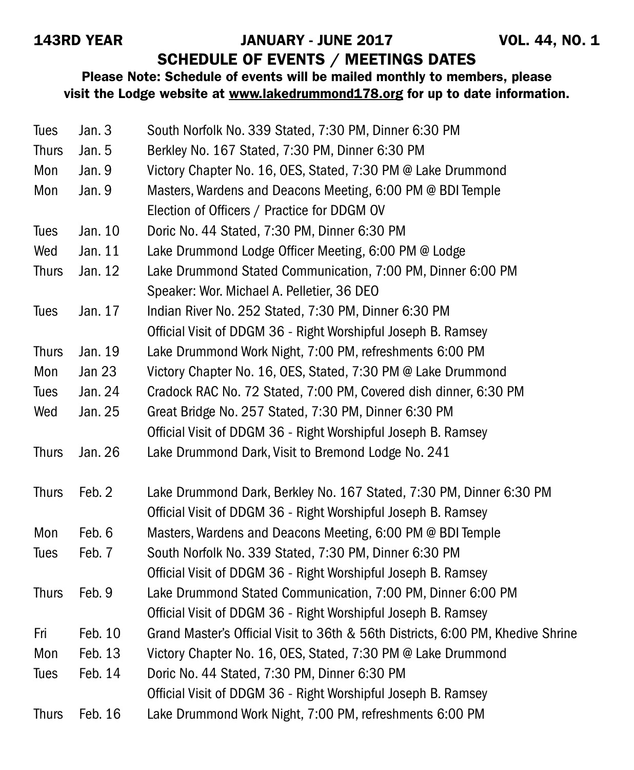**143RD YEAR** **JANUARY - JUNE 2017** **VOL. 44, NO. 1**

## SCHEDULE OF EVENTS / MEETINGS DATES

**Please Note: Schedule of events will be mailed monthly to members, please visit the Lodge website at www.lakedrummond178.org for up to date information.**

| | | |
|---|---|---|
| Tues | Jan. 3 | South Norfolk No. 339 Stated, 7:30 PM, Dinner 6:30 PM |
| Thurs | Jan. 5 | Berkley No. 167 Stated, 7:30 PM, Dinner 6:30 PM |
| Mon | Jan. 9 | Victory Chapter No. 16, OES, Stated, 7:30 PM @ Lake Drummond |
| Mon | Jan. 9 | Masters, Wardens and Deacons Meeting, 6:00 PM @ BDI Temple<br>Election of Officers / Practice for DDGM OV |
| Tues | Jan. 10 | Doric No. 44 Stated, 7:30 PM, Dinner 6:30 PM |
| Wed | Jan. 11 | Lake Drummond Lodge Officer Meeting, 6:00 PM @ Lodge |
| Thurs | Jan. 12 | Lake Drummond Stated Communication, 7:00 PM, Dinner 6:00 PM<br>Speaker: Wor. Michael A. Pelletier, 36 DEO |
| Tues | Jan. 17 | Indian River No. 252 Stated, 7:30 PM, Dinner 6:30 PM<br>Official Visit of DDGM 36 - Right Worshipful Joseph B. Ramsey |
| Thurs | Jan. 19 | Lake Drummond Work Night, 7:00 PM, refreshments 6:00 PM |
| Mon | Jan 23 | Victory Chapter No. 16, OES, Stated, 7:30 PM @ Lake Drummond |
| Tues | Jan. 24 | Cradock RAC No. 72 Stated, 7:00 PM, Covered dish dinner, 6:30 PM |
| Wed | Jan. 25 | Great Bridge No. 257 Stated, 7:30 PM, Dinner 6:30 PM<br>Official Visit of DDGM 36 - Right Worshipful Joseph B. Ramsey |
| Thurs | Jan. 26 | Lake Drummond Dark, Visit to Bremond Lodge No. 241 |
| Thurs | Feb. 2 | Lake Drummond Dark, Berkley No. 167 Stated, 7:30 PM, Dinner 6:30 PM<br>Official Visit of DDGM 36 - Right Worshipful Joseph B. Ramsey |
| Mon | Feb. 6 | Masters, Wardens and Deacons Meeting, 6:00 PM @ BDI Temple |
| Tues | Feb. 7 | South Norfolk No. 339 Stated, 7:30 PM, Dinner 6:30 PM<br>Official Visit of DDGM 36 - Right Worshipful Joseph B. Ramsey |
| Thurs | Feb. 9 | Lake Drummond Stated Communication, 7:00 PM, Dinner 6:00 PM<br>Official Visit of DDGM 36 - Right Worshipful Joseph B. Ramsey |
| Fri | Feb. 10 | Grand Master's Official Visit to 36th & 56th Districts, 6:00 PM, Khedive Shrine |
| Mon | Feb. 13 | Victory Chapter No. 16, OES, Stated, 7:30 PM @ Lake Drummond |
| Tues | Feb. 14 | Doric No. 44 Stated, 7:30 PM, Dinner 6:30 PM<br>Official Visit of DDGM 36 - Right Worshipful Joseph B. Ramsey |
| Thurs | Feb. 16 | Lake Drummond Work Night, 7:00 PM, refreshments 6:00 PM |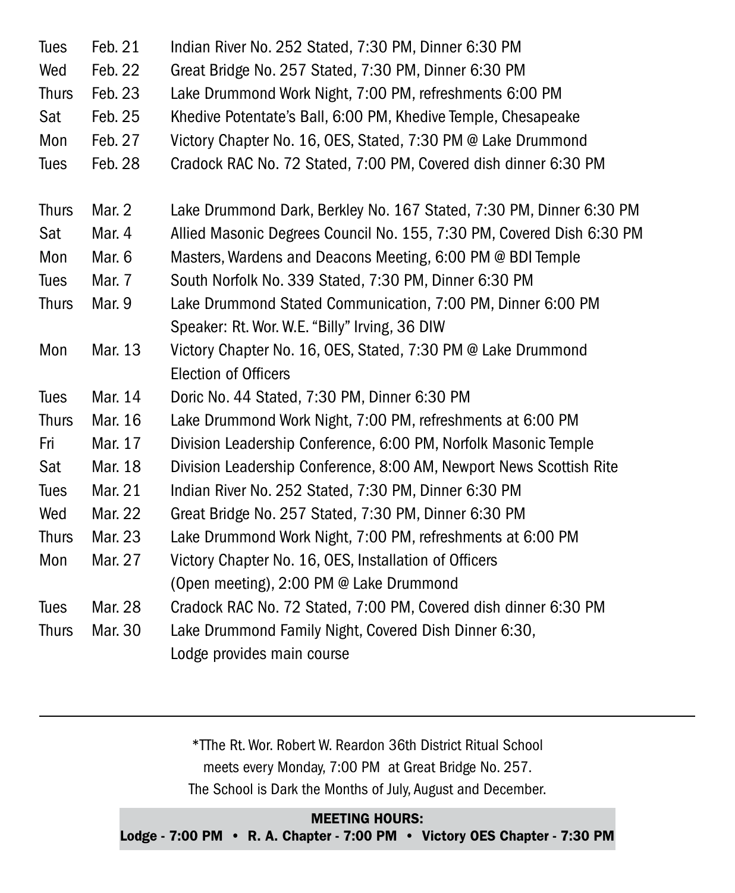| | | |
|---|---|---|
| Tues | Feb. 21 | Indian River No. 252 Stated, 7:30 PM, Dinner 6:30 PM |
| Wed | Feb. 22 | Great Bridge No. 257 Stated, 7:30 PM, Dinner 6:30 PM |
| Thurs | Feb. 23 | Lake Drummond Work Night, 7:00 PM, refreshments 6:00 PM |
| Sat | Feb. 25 | Khedive Potentate's Ball, 6:00 PM, Khedive Temple, Chesapeake |
| Mon | Feb. 27 | Victory Chapter No. 16, OES, Stated, 7:30 PM @ Lake Drummond |
| Tues | Feb. 28 | Cradock RAC No. 72 Stated, 7:00 PM, Covered dish dinner 6:30 PM |
| Thurs | Mar. 2 | Lake Drummond Dark, Berkley No. 167 Stated, 7:30 PM, Dinner 6:30 PM |
| Sat | Mar. 4 | Allied Masonic Degrees Council No. 155, 7:30 PM, Covered Dish 6:30 PM |
| Mon | Mar. 6 | Masters, Wardens and Deacons Meeting, 6:00 PM @ BDI Temple |
| Tues | Mar. 7 | South Norfolk No. 339 Stated, 7:30 PM, Dinner 6:30 PM |
| Thurs | Mar. 9 | Lake Drummond Stated Communication, 7:00 PM, Dinner 6:00 PM<br>Speaker: Rt. Wor. W.E. "Billy" Irving, 36 DIW |
| Mon | Mar. 13 | Victory Chapter No. 16, OES, Stated, 7:30 PM @ Lake Drummond<br>Election of Officers |
| Tues | Mar. 14 | Doric No. 44 Stated, 7:30 PM, Dinner 6:30 PM |
| Thurs | Mar. 16 | Lake Drummond Work Night, 7:00 PM, refreshments at 6:00 PM |
| Fri | Mar. 17 | Division Leadership Conference, 6:00 PM, Norfolk Masonic Temple |
| Sat | Mar. 18 | Division Leadership Conference, 8:00 AM, Newport News Scottish Rite |
| Tues | Mar. 21 | Indian River No. 252 Stated, 7:30 PM, Dinner 6:30 PM |
| Wed | Mar. 22 | Great Bridge No. 257 Stated, 7:30 PM, Dinner 6:30 PM |
| Thurs | Mar. 23 | Lake Drummond Work Night, 7:00 PM, refreshments at 6:00 PM |
| Mon | Mar. 27 | Victory Chapter No. 16, OES, Installation of Officers<br>(Open meeting), 2:00 PM @ Lake Drummond |
| Tues | Mar. 28 | Cradock RAC No. 72 Stated, 7:00 PM, Covered dish dinner 6:30 PM |
| Thurs | Mar. 30 | Lake Drummond Family Night, Covered Dish Dinner 6:30,<br>Lodge provides main course |

---

*TThe Rt. Wor. Robert W. Reardon 36th District Ritual School meets every Monday, 7:00 PM at Great Bridge No. 257. The School is Dark the Months of July, August and December.

**MEETING HOURS:**
**Lodge - 7:00 PM • R. A. Chapter - 7:00 PM • Victory OES Chapter - 7:30 PM**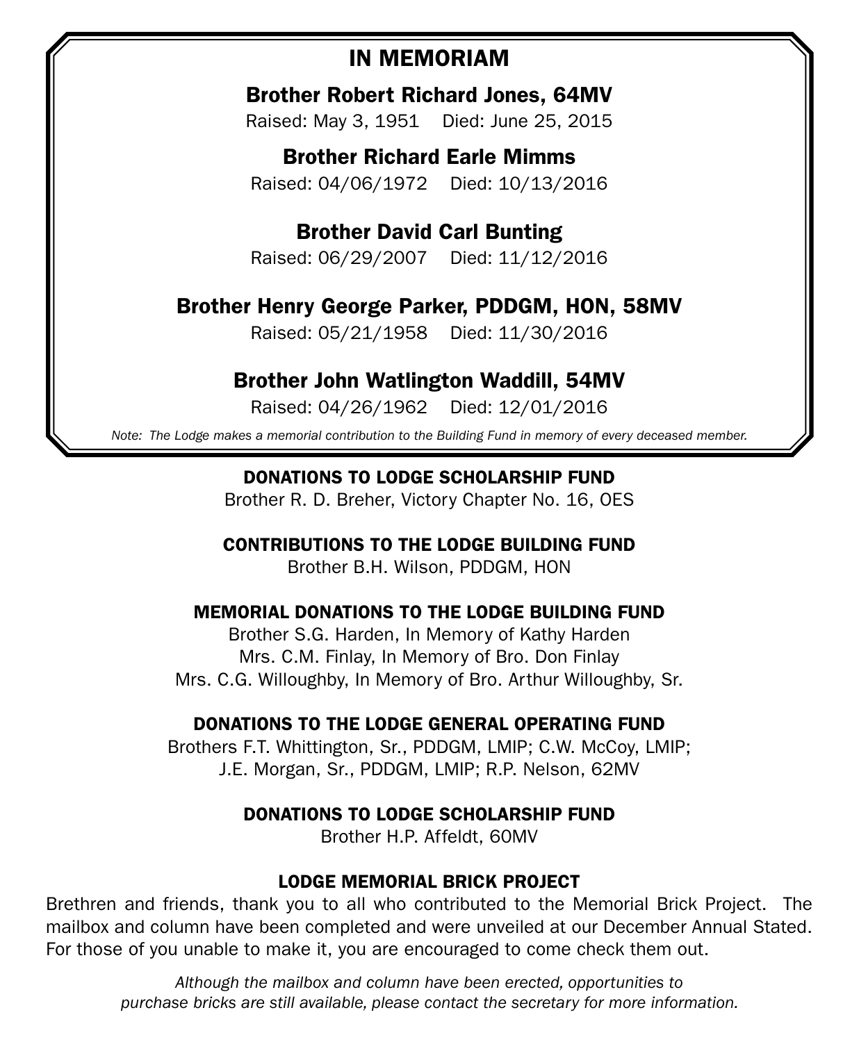## IN MEMORIAM

**Brother Robert Richard Jones, 64MV**
Raised: May 3, 1951    Died: June 25, 2015

**Brother Richard Earle Mimms**
Raised: 04/06/1972    Died: 10/13/2016

**Brother David Carl Bunting**
Raised: 06/29/2007    Died: 11/12/2016

**Brother Henry George Parker, PDDGM, HON, 58MV**
Raised: 05/21/1958    Died: 11/30/2016

**Brother John Watlington Waddill, 54MV**
Raised: 04/26/1962    Died: 12/01/2016

*Note: The Lodge makes a memorial contribution to the Building Fund in memory of every deceased member.*

### DONATIONS TO LODGE SCHOLARSHIP FUND

Brother R. D. Breher, Victory Chapter No. 16, OES

### CONTRIBUTIONS TO THE LODGE BUILDING FUND

Brother B.H. Wilson, PDDGM, HON

### MEMORIAL DONATIONS TO THE LODGE BUILDING FUND

Brother S.G. Harden, In Memory of Kathy Harden
Mrs. C.M. Finlay, In Memory of Bro. Don Finlay
Mrs. C.G. Willoughby, In Memory of Bro. Arthur Willoughby, Sr.

### DONATIONS TO THE LODGE GENERAL OPERATING FUND

Brothers F.T. Whittington, Sr., PDDGM, LMIP; C.W. McCoy, LMIP;
J.E. Morgan, Sr., PDDGM, LMIP; R.P. Nelson, 62MV

### DONATIONS TO LODGE SCHOLARSHIP FUND

Brother H.P. Affeldt, 60MV

### LODGE MEMORIAL BRICK PROJECT

Brethren and friends, thank you to all who contributed to the Memorial Brick Project. The mailbox and column have been completed and were unveiled at our December Annual Stated. For those of you unable to make it, you are encouraged to come check them out.

*Although the mailbox and column have been erected, opportunities to purchase bricks are still available, please contact the secretary for more information.*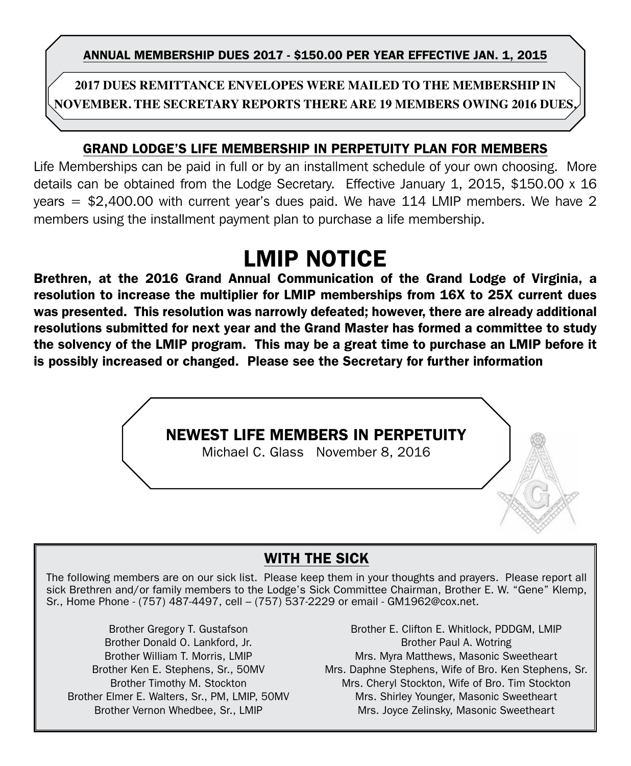**ANNUAL MEMBERSHIP DUES 2017 - $150.00 PER YEAR EFFECTIVE JAN. 1, 2015**

**2017 DUES REMITTANCE ENVELOPES WERE MAILED TO THE MEMBERSHIP IN NOVEMBER. THE SECRETARY REPORTS THERE ARE 19 MEMBERS OWING 2016 DUES.**

## GRAND LODGE'S LIFE MEMBERSHIP IN PERPETUITY PLAN FOR MEMBERS

Life Memberships can be paid in full or by an installment schedule of your own choosing. More details can be obtained from the Lodge Secretary. Effective January 1, 2015, $150.00 x 16 years = $2,400.00 with current year's dues paid. We have 114 LMIP members. We have 2 members using the installment payment plan to purchase a life membership.

# LMIP NOTICE

**Brethren, at the 2016 Grand Annual Communication of the Grand Lodge of Virginia, a resolution to increase the multiplier for LMIP memberships from 16X to 25X current dues was presented. This resolution was narrowly defeated; however, there are already additional resolutions submitted for next year and the Grand Master has formed a committee to study the solvency of the LMIP program. This may be a great time to purchase an LMIP before it is possibly increased or changed. Please see the Secretary for further information**

## NEWEST LIFE MEMBERS IN PERPETUITY

Michael C. Glass November 8, 2016

## WITH THE SICK

The following members are on our sick list. Please keep them in your thoughts and prayers. Please report all sick Brethren and/or family members to the Lodge's Sick Committee Chairman, Brother E. W. "Gene" Klemp, Sr., Home Phone - (757) 487-4497, cell – (757) 537-2229 or email - GM1962@cox.net.

Brother Gregory T. Gustafson
Brother Donald O. Lankford, Jr.
Brother William T. Morris, LMIP
Brother Ken E. Stephens, Sr., 50MV
Brother Timothy M. Stockton
Brother Elmer E. Walters, Sr., PM, LMIP, 50MV
Brother Vernon Whedbee, Sr., LMIP
Brother E. Clifton E. Whitlock, PDDGM, LMIP
Brother Paul A. Wotring
Mrs. Myra Matthews, Masonic Sweetheart
Mrs. Daphne Stephens, Wife of Bro. Ken Stephens, Sr.
Mrs. Cheryl Stockton, Wife of Bro. Tim Stockton
Mrs. Shirley Younger, Masonic Sweetheart
Mrs. Joyce Zelinsky, Masonic Sweetheart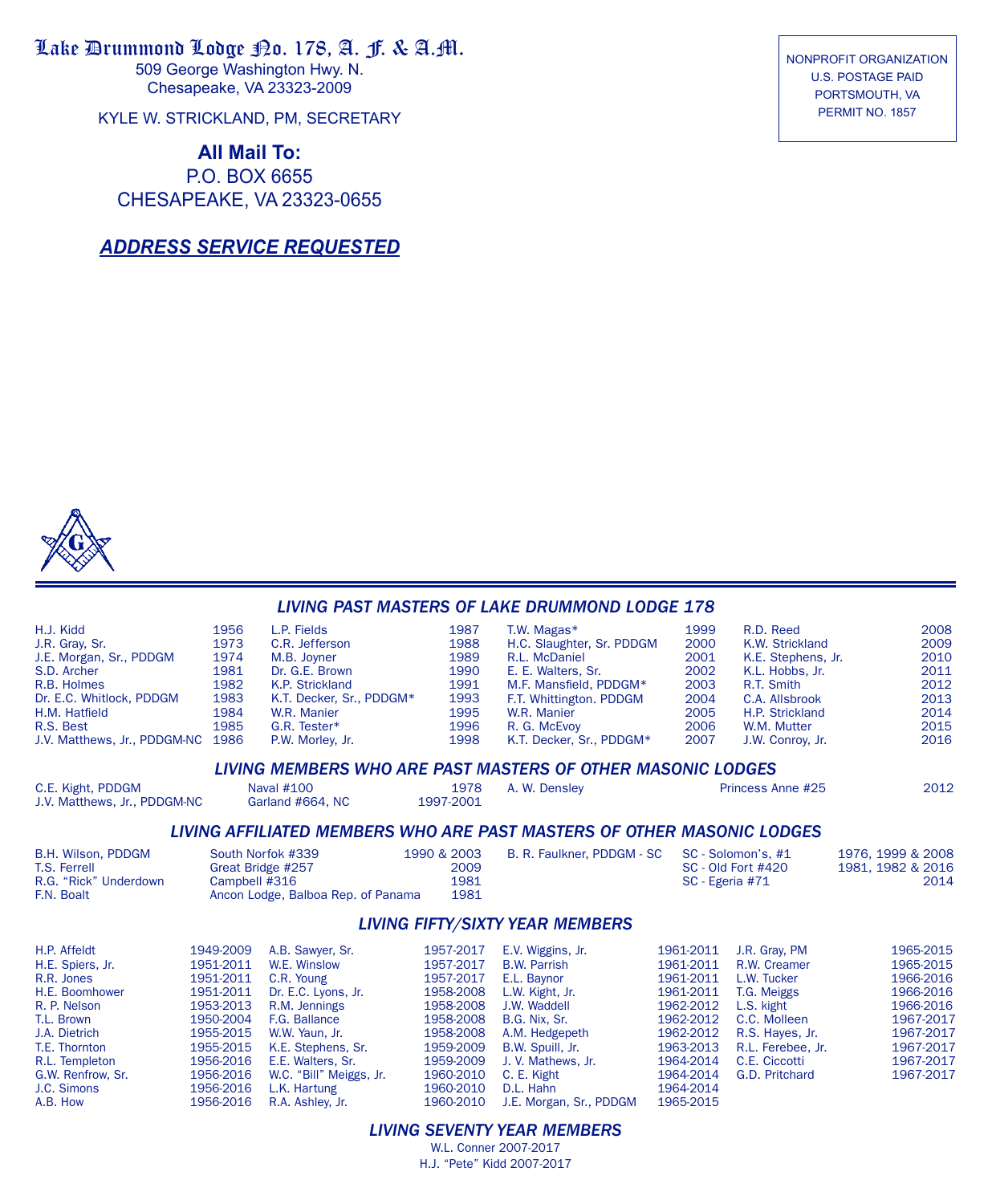**Lake Drummond Lodge No. 178, A. F. & A.M.**
509 George Washington Hwy. N.
Chesapeake, VA 23323-2009

KYLE W. STRICKLAND, PM, SECRETARY

**All Mail To:**
P.O. BOX 6655
CHESAPEAKE, VA 23323-0655

***ADDRESS SERVICE REQUESTED***

NONPROFIT ORGANIZATION
U.S. POSTAGE PAID
PORTSMOUTH, VA
PERMIT NO. 1857

## *LIVING PAST MASTERS OF LAKE DRUMMOND LODGE 178*

| | | | | | | | |
|---|---|---|---|---|---|---|---|
| H.J. Kidd | 1956 | L.P. Fields | 1987 | T.W. Magas* | 1999 | R.D. Reed | 2008 |
| J.R. Gray, Sr. | 1973 | C.R. Jefferson | 1988 | H.C. Slaughter, Sr. PDDGM | 2000 | K.W. Strickland | 2009 |
| J.E. Morgan, Sr., PDDGM | 1974 | M.B. Joyner | 1989 | R.L. McDaniel | 2001 | K.E. Stephens, Jr. | 2010 |
| S.D. Archer | 1981 | Dr. G.E. Brown | 1990 | E. E. Walters, Sr. | 2002 | K.L. Hobbs, Jr. | 2011 |
| R.B. Holmes | 1982 | K.P. Strickland | 1991 | M.F. Mansfield, PDDGM* | 2003 | R.T. Smith | 2012 |
| Dr. E.C. Whitlock, PDDGM | 1983 | K.T. Decker, Sr., PDDGM* | 1993 | F.T. Whittington. PDDGM | 2004 | C.A. Allsbrook | 2013 |
| H.M. Hatfield | 1984 | W.R. Manier | 1995 | W.R. Manier | 2005 | H.P. Strickland | 2014 |
| R.S. Best | 1985 | G.R. Tester* | 1996 | R. G. McEvoy | 2006 | W.M. Mutter | 2015 |
| J.V. Matthews, Jr., PDDGM-NC | 1986 | P.W. Morley, Jr. | 1998 | K.T. Decker, Sr., PDDGM* | 2007 | J.W. Conroy, Jr. | 2016 |

## *LIVING MEMBERS WHO ARE PAST MASTERS OF OTHER MASONIC LODGES*

| | | | | | |
|---|---|---|---|---|---|
| C.E. Kight, PDDGM | Naval #100 | 1978 | A. W. Densley | Princess Anne #25 | 2012 |
| J.V. Matthews, Jr., PDDGM-NC | Garland #664, NC | 1997-2001 | | | |

## *LIVING AFFILIATED MEMBERS WHO ARE PAST MASTERS OF OTHER MASONIC LODGES*

| | | | | | |
|---|---|---|---|---|---|
| B.H. Wilson, PDDGM | South Norfolk #339 | 1990 & 2003 | B. R. Faulkner, PDDGM - SC | SC - Solomon's, #1 | 1976, 1999 & 2008 |
| T.S. Ferrell | Great Bridge #257 | 2009 | | SC - Old Fort #420 | 1981, 1982 & 2016 |
| R.G. "Rick" Underdown | Campbell #316 | 1981 | | SC - Egeria #71 | 2014 |
| F.N. Boalt | Ancon Lodge, Balboa Rep. of Panama | 1981 | | | |

## *LIVING FIFTY/SIXTY YEAR MEMBERS*

| | | | | | | | |
|---|---|---|---|---|---|---|---|
| H.P. Affeldt | 1949-2009 | A.B. Sawyer, Sr. | 1957-2017 | E.V. Wiggins, Jr. | 1961-2011 | J.R. Gray, PM | 1965-2015 |
| H.E. Spiers, Jr. | 1951-2011 | W.E. Winslow | 1957-2017 | B.W. Parrish | 1961-2011 | R.W. Creamer | 1965-2015 |
| R.R. Jones | 1951-2011 | C.R. Young | 1957-2017 | E.L. Baynor | 1961-2011 | L.W. Tucker | 1966-2016 |
| H.E. Boomhower | 1951-2011 | Dr. E.C. Lyons, Jr. | 1958-2008 | L.W. Kight, Jr. | 1961-2011 | T.G. Meiggs | 1966-2016 |
| R. P. Nelson | 1953-2013 | R.M. Jennings | 1958-2008 | J.W. Waddell | 1962-2012 | L.S. kight | 1966-2016 |
| T.L. Brown | 1950-2004 | F.G. Ballance | 1958-2008 | B.G. Nix, Sr. | 1962-2012 | C.C. Molleen | 1967-2017 |
| J.A. Dietrich | 1955-2015 | W.W. Yaun, Jr. | 1958-2008 | A.M. Hedgepeth | 1962-2012 | R.S. Hayes, Jr. | 1967-2017 |
| T.E. Thornton | 1955-2015 | K.E. Stephens, Sr. | 1959-2009 | B.W. Spuill, Jr. | 1963-2013 | R.L. Ferebee, Jr. | 1967-2017 |
| R.L. Templeton | 1956-2016 | E.E. Walters, Sr. | 1959-2009 | J. V. Mathews, Jr. | 1964-2014 | C.E. Ciccotti | 1967-2017 |
| G.W. Renfrow, Sr. | 1956-2016 | W.C. "Bill" Meiggs, Jr. | 1960-2010 | C. E. Kight | 1964-2014 | G.D. Pritchard | 1967-2017 |
| J.C. Simons | 1956-2016 | L.K. Hartung | 1960-2010 | D.L. Hahn | 1964-2014 | | |
| A.B. How | 1956-2016 | R.A. Ashley, Jr. | 1960-2010 | J.E. Morgan, Sr., PDDGM | 1965-2015 | | |

## *LIVING SEVENTY YEAR MEMBERS*

W.L. Conner 2007-2017
H.J. "Pete" Kidd 2007-2017